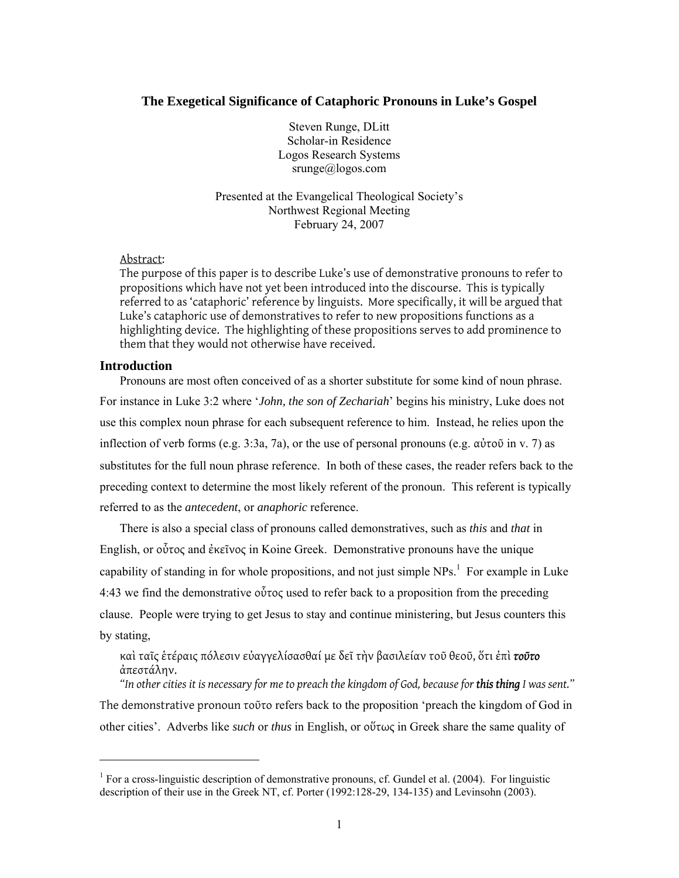# The Exegetical Significance of Cataphoric Pronouns in Luke's Gospel

Steven Runge, DLitt
Scholar-in Residence
Logos Research Systems
srunge@logos.com

Presented at the Evangelical Theological Society's
Northwest Regional Meeting
February 24, 2007

Abstract:
The purpose of this paper is to describe Luke's use of demonstrative pronouns to refer to propositions which have not yet been introduced into the discourse. This is typically referred to as 'cataphoric' reference by linguists. More specifically, it will be argued that Luke's cataphoric use of demonstratives to refer to new propositions functions as a highlighting device. The highlighting of these propositions serves to add prominence to them that they would not otherwise have received.

## Introduction

Pronouns are most often conceived of as a shorter substitute for some kind of noun phrase. For instance in Luke 3:2 where '*John, the son of Zechariah*' begins his ministry, Luke does not use this complex noun phrase for each subsequent reference to him. Instead, he relies upon the inflection of verb forms (e.g. 3:3a, 7a), or the use of personal pronouns (e.g. αὐτοῦ in v. 7) as substitutes for the full noun phrase reference. In both of these cases, the reader refers back to the preceding context to determine the most likely referent of the pronoun. This referent is typically referred to as the *antecedent*, or *anaphoric* reference.

There is also a special class of pronouns called demonstratives, such as *this* and *that* in English, or οὗτος and ἐκεῖνος in Koine Greek. Demonstrative pronouns have the unique capability of standing in for whole propositions, and not just simple NPs.[1] For example in Luke 4:43 we find the demonstrative οὗτος used to refer back to a proposition from the preceding clause. People were trying to get Jesus to stay and continue ministering, but Jesus counters this by stating,

> καὶ ταῖς ἑτέραις πόλεσιν εὐαγγελίσασθαί με δεῖ τὴν βασιλείαν τοῦ θεοῦ, ὅτι ἐπὶ ***τοῦτο*** ἀπεστάλην.
> *"In other cities it is necessary for me to preach the kingdom of God, because for* ***this thing*** *I was sent."*

The demonstrative pronoun τοῦτο refers back to the proposition 'preach the kingdom of God in other cities'. Adverbs like *such* or *thus* in English, or οὕτως in Greek share the same quality of

[1] For a cross-linguistic description of demonstrative pronouns, cf. Gundel et al. (2004). For linguistic description of their use in the Greek NT, cf. Porter (1992:128-29, 134-135) and Levinsohn (2003).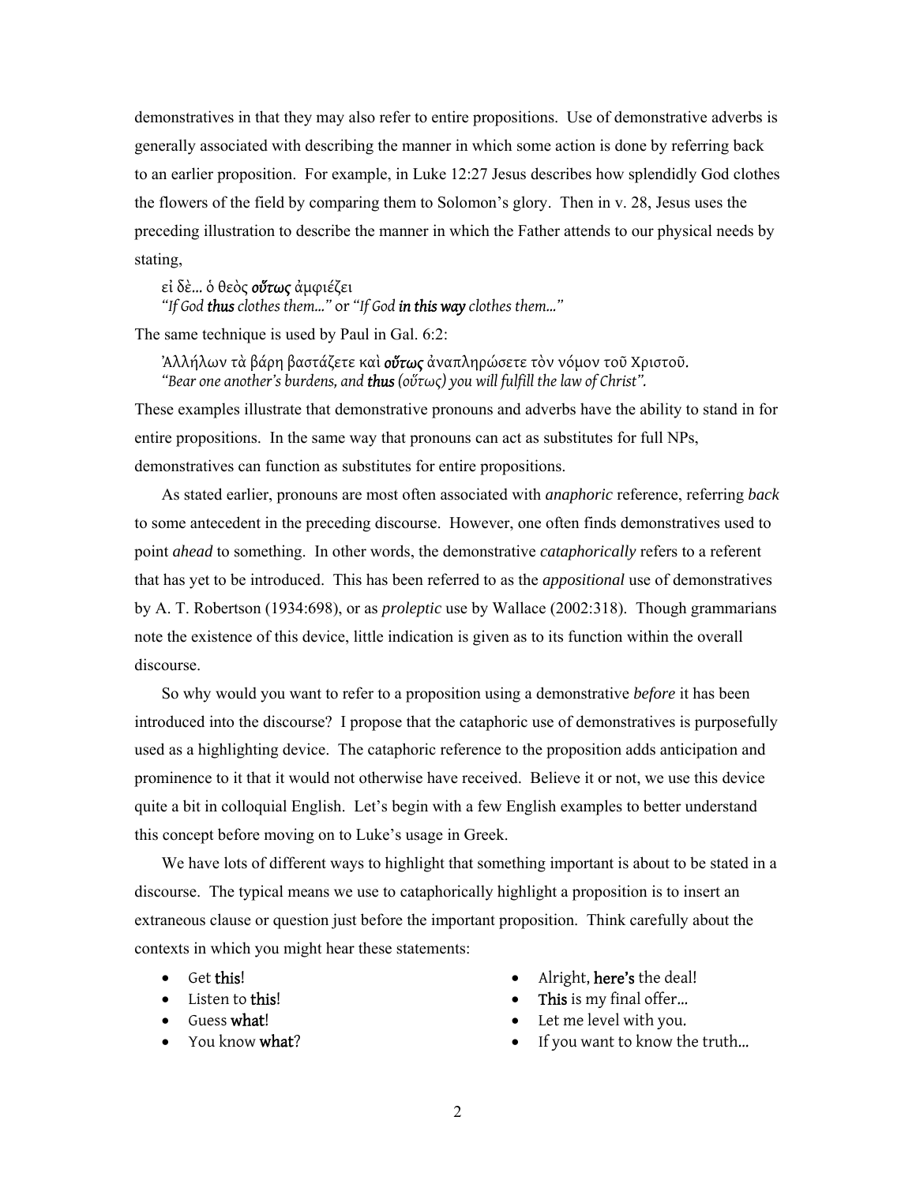demonstratives in that they may also refer to entire propositions. Use of demonstrative adverbs is generally associated with describing the manner in which some action is done by referring back to an earlier proposition. For example, in Luke 12:27 Jesus describes how splendidly God clothes the flowers of the field by comparing them to Solomon's glory. Then in v. 28, Jesus uses the preceding illustration to describe the manner in which the Father attends to our physical needs by stating,

> εἰ δὲ... ὁ θεὸς ***οὕτως*** ἀμφιέζει
> *"If God **thus** clothes them..."* or *"If God **in this way** clothes them..."*

The same technique is used by Paul in Gal. 6:2:

> Ἀλλήλων τὰ βάρη βαστάζετε καὶ ***οὕτως*** ἀναπληρώσετε τὸν νόμον τοῦ Χριστοῦ.
> *"Bear one another's burdens, and **thus** (οὕτως) you will fulfill the law of Christ".*

These examples illustrate that demonstrative pronouns and adverbs have the ability to stand in for entire propositions. In the same way that pronouns can act as substitutes for full NPs, demonstratives can function as substitutes for entire propositions.

As stated earlier, pronouns are most often associated with *anaphoric* reference, referring *back* to some antecedent in the preceding discourse. However, one often finds demonstratives used to point *ahead* to something. In other words, the demonstrative *cataphorically* refers to a referent that has yet to be introduced. This has been referred to as the *appositional* use of demonstratives by A. T. Robertson (1934:698), or as *proleptic* use by Wallace (2002:318). Though grammarians note the existence of this device, little indication is given as to its function within the overall discourse.

So why would you want to refer to a proposition using a demonstrative *before* it has been introduced into the discourse? I propose that the cataphoric use of demonstratives is purposefully used as a highlighting device. The cataphoric reference to the proposition adds anticipation and prominence to it that it would not otherwise have received. Believe it or not, we use this device quite a bit in colloquial English. Let's begin with a few English examples to better understand this concept before moving on to Luke's usage in Greek.

We have lots of different ways to highlight that something important is about to be stated in a discourse. The typical means we use to cataphorically highlight a proposition is to insert an extraneous clause or question just before the important proposition. Think carefully about the contexts in which you might hear these statements:

- Get **this**!
- Listen to **this**!
- Guess **what**!
- You know **what**?
- Alright, **here's** the deal!
- **This** is my final offer...
- Let me level with you.
- If you want to know the truth...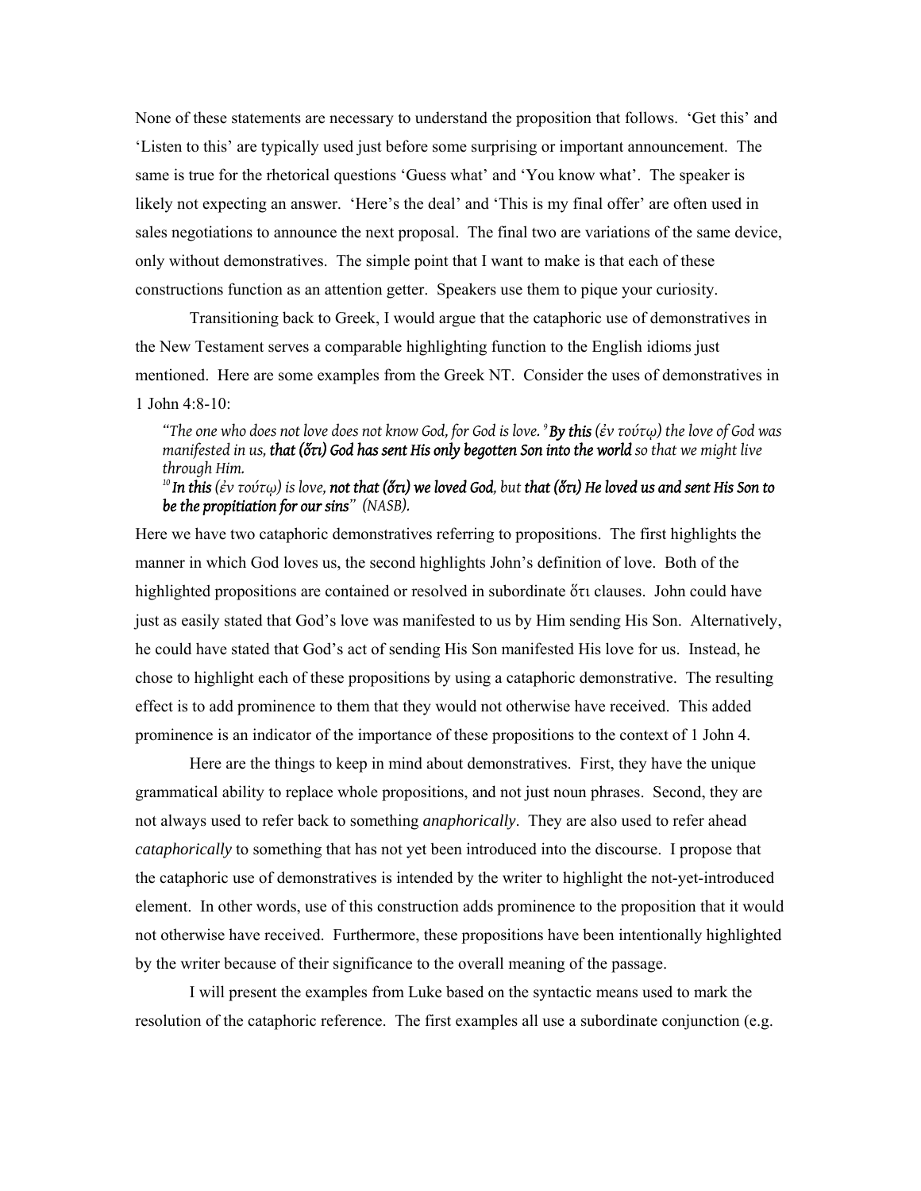None of these statements are necessary to understand the proposition that follows. 'Get this' and 'Listen to this' are typically used just before some surprising or important announcement. The same is true for the rhetorical questions 'Guess what' and 'You know what'. The speaker is likely not expecting an answer. 'Here's the deal' and 'This is my final offer' are often used in sales negotiations to announce the next proposal. The final two are variations of the same device, only without demonstratives. The simple point that I want to make is that each of these constructions function as an attention getter. Speakers use them to pique your curiosity.

Transitioning back to Greek, I would argue that the cataphoric use of demonstratives in the New Testament serves a comparable highlighting function to the English idioms just mentioned. Here are some examples from the Greek NT. Consider the uses of demonstratives in 1 John 4:8-10:

> *"The one who does not love does not know God, for God is love.* [9] ***By this*** *(ἐν τούτῳ) the love of God was manifested in us,* ***that (ὅτι) God has sent His only begotten Son into the world*** *so that we might live through Him.*
> [10] ***In this*** *(ἐν τούτῳ) is love,* ***not that (ὅτι) we loved God****, but* ***that (ὅτι) He loved us and sent His Son to be the propitiation for our sins****" (NASB).*

Here we have two cataphoric demonstratives referring to propositions. The first highlights the manner in which God loves us, the second highlights John's definition of love. Both of the highlighted propositions are contained or resolved in subordinate ὅτι clauses. John could have just as easily stated that God's love was manifested to us by Him sending His Son. Alternatively, he could have stated that God's act of sending His Son manifested His love for us. Instead, he chose to highlight each of these propositions by using a cataphoric demonstrative. The resulting effect is to add prominence to them that they would not otherwise have received. This added prominence is an indicator of the importance of these propositions to the context of 1 John 4.

Here are the things to keep in mind about demonstratives. First, they have the unique grammatical ability to replace whole propositions, and not just noun phrases. Second, they are not always used to refer back to something *anaphorically*. They are also used to refer ahead *cataphorically* to something that has not yet been introduced into the discourse. I propose that the cataphoric use of demonstratives is intended by the writer to highlight the not-yet-introduced element. In other words, use of this construction adds prominence to the proposition that it would not otherwise have received. Furthermore, these propositions have been intentionally highlighted by the writer because of their significance to the overall meaning of the passage.

I will present the examples from Luke based on the syntactic means used to mark the resolution of the cataphoric reference. The first examples all use a subordinate conjunction (e.g.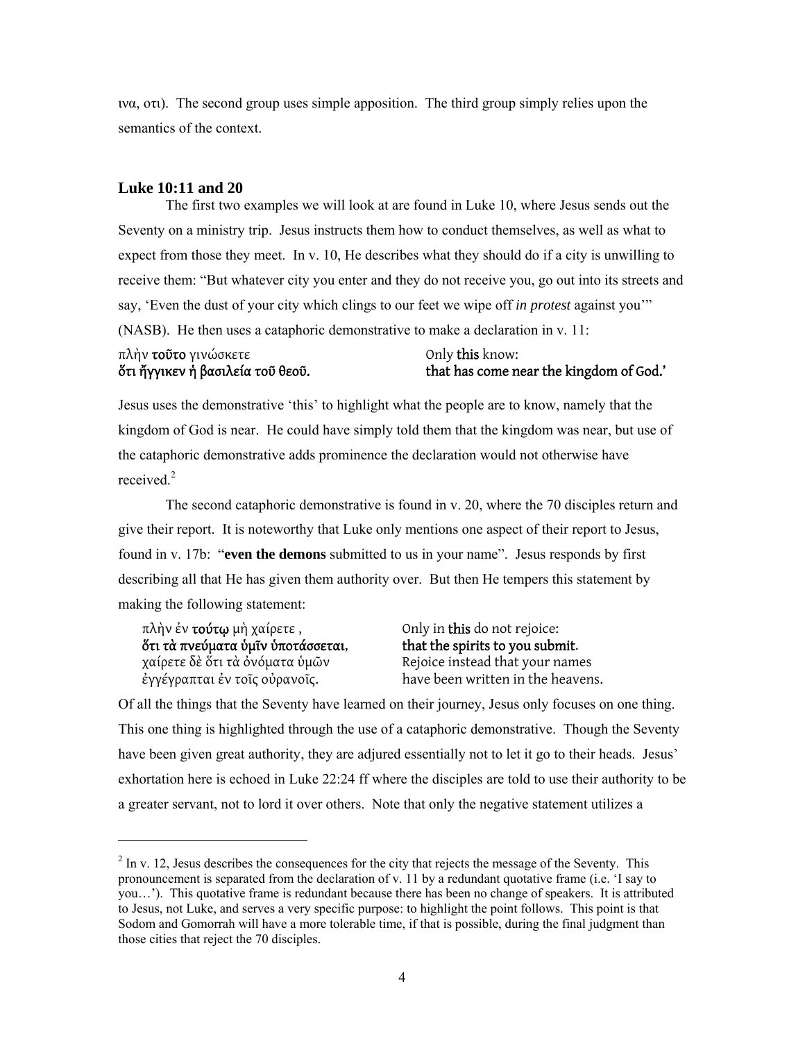ινα, οτι). The second group uses simple apposition. The third group simply relies upon the semantics of the context.

### Luke 10:11 and 20

The first two examples we will look at are found in Luke 10, where Jesus sends out the Seventy on a ministry trip. Jesus instructs them how to conduct themselves, as well as what to expect from those they meet. In v. 10, He describes what they should do if a city is unwilling to receive them: "But whatever city you enter and they do not receive you, go out into its streets and say, 'Even the dust of your city which clings to our feet we wipe off *in protest* against you'" (NASB). He then uses a cataphoric demonstrative to make a declaration in v. 11:

| | |
|---|---|
| πλὴν **τοῦτο** γινώσκετε | Only **this** know: |
| **ὅτι ἤγγικεν ἡ βασιλεία τοῦ θεοῦ.** | **that has come near the kingdom of God.'** |

Jesus uses the demonstrative 'this' to highlight what the people are to know, namely that the kingdom of God is near. He could have simply told them that the kingdom was near, but use of the cataphoric demonstrative adds prominence the declaration would not otherwise have received.[2]

The second cataphoric demonstrative is found in v. 20, where the 70 disciples return and give their report. It is noteworthy that Luke only mentions one aspect of their report to Jesus, found in v. 17b: "**even the demons** submitted to us in your name". Jesus responds by first describing all that He has given them authority over. But then He tempers this statement by making the following statement:

| | |
|---|---|
| πλὴν ἐν **τούτῳ** μὴ χαίρετε , | Only in **this** do not rejoice: |
| **ὅτι τὰ πνεύματα ὑμῖν ὑποτάσσεται,** | **that the spirits to you submit.** |
| χαίρετε δὲ ὅτι τὰ ὀνόματα ὑμῶν | Rejoice instead that your names |
| ἐγγέγραπται ἐν τοῖς οὐρανοῖς. | have been written in the heavens. |

Of all the things that the Seventy have learned on their journey, Jesus only focuses on one thing. This one thing is highlighted through the use of a cataphoric demonstrative. Though the Seventy have been given great authority, they are adjured essentially not to let it go to their heads. Jesus' exhortation here is echoed in Luke 22:24 ff where the disciples are told to use their authority to be a greater servant, not to lord it over others. Note that only the negative statement utilizes a

---

[2] In v. 12, Jesus describes the consequences for the city that rejects the message of the Seventy. This pronouncement is separated from the declaration of v. 11 by a redundant quotative frame (i.e. 'I say to you…'). This quotative frame is redundant because there has been no change of speakers. It is attributed to Jesus, not Luke, and serves a very specific purpose: to highlight the point follows. This point is that Sodom and Gomorrah will have a more tolerable time, if that is possible, during the final judgment than those cities that reject the 70 disciples.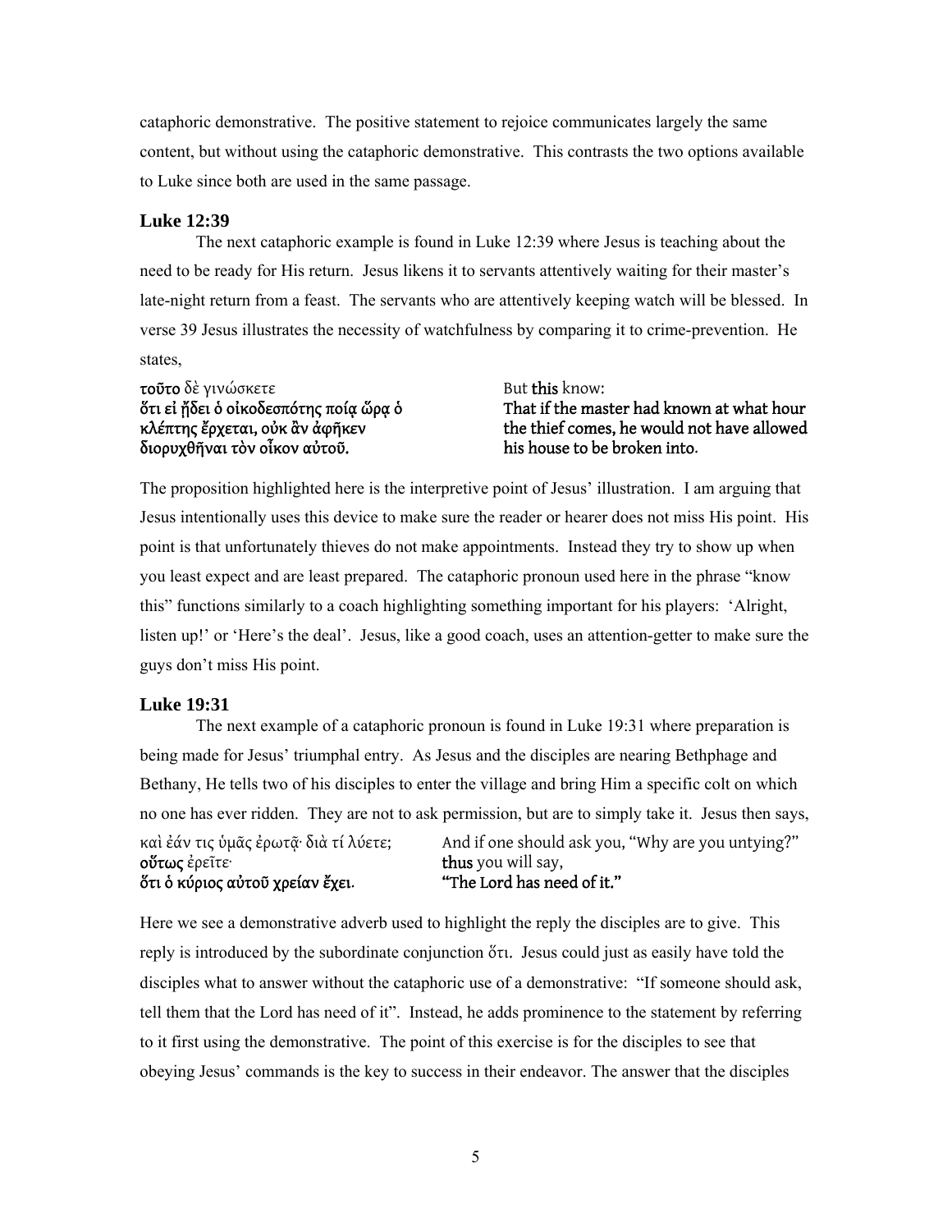cataphoric demonstrative. The positive statement to rejoice communicates largely the same content, but without using the cataphoric demonstrative. This contrasts the two options available to Luke since both are used in the same passage.

### Luke 12:39

The next cataphoric example is found in Luke 12:39 where Jesus is teaching about the need to be ready for His return. Jesus likens it to servants attentively waiting for their master's late-night return from a feast. The servants who are attentively keeping watch will be blessed. In verse 39 Jesus illustrates the necessity of watchfulness by comparing it to crime-prevention. He states,

| | |
|---|---|
| **τοῦτο** δὲ γινώσκετε | But **this** know: |
| **ὅτι εἰ ᾔδει ὁ οἰκοδεσπότης ποίᾳ ὥρᾳ ὁ κλέπτης ἔρχεται, οὐκ ἂν ἀφῆκεν διορυχθῆναι τὸν οἶκον αὐτοῦ.** | **That if the master had known at what hour the thief comes, he would not have allowed his house to be broken into.** |

The proposition highlighted here is the interpretive point of Jesus' illustration. I am arguing that Jesus intentionally uses this device to make sure the reader or hearer does not miss His point. His point is that unfortunately thieves do not make appointments. Instead they try to show up when you least expect and are least prepared. The cataphoric pronoun used here in the phrase "know this" functions similarly to a coach highlighting something important for his players: 'Alright, listen up!' or 'Here's the deal'. Jesus, like a good coach, uses an attention-getter to make sure the guys don't miss His point.

### Luke 19:31

The next example of a cataphoric pronoun is found in Luke 19:31 where preparation is being made for Jesus' triumphal entry. As Jesus and the disciples are nearing Bethphage and Bethany, He tells two of his disciples to enter the village and bring Him a specific colt on which no one has ever ridden. They are not to ask permission, but are to simply take it. Jesus then says,

| | |
|---|---|
| καὶ ἐάν τις ὑμᾶς ἐρωτᾷ· διὰ τί λύετε; | And if one should ask you, "Why are you untying?" |
| **οὕτως** ἐρεῖτε· | **thus** you will say, |
| **ὅτι ὁ κύριος αὐτοῦ χρείαν ἔχει.** | **"The Lord has need of it."** |

Here we see a demonstrative adverb used to highlight the reply the disciples are to give. This reply is introduced by the subordinate conjunction ὅτι. Jesus could just as easily have told the disciples what to answer without the cataphoric use of a demonstrative: "If someone should ask, tell them that the Lord has need of it". Instead, he adds prominence to the statement by referring to it first using the demonstrative. The point of this exercise is for the disciples to see that obeying Jesus' commands is the key to success in their endeavor. The answer that the disciples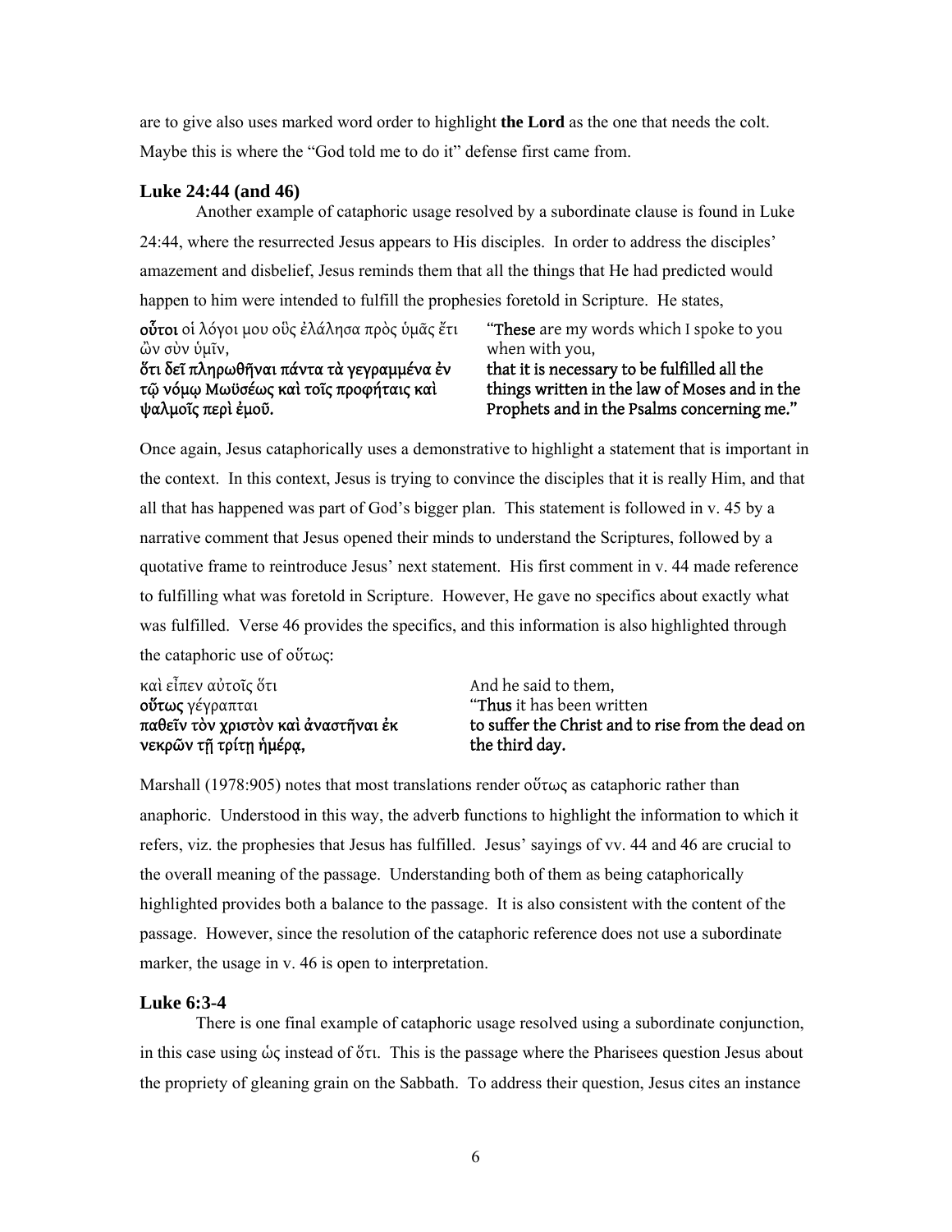are to give also uses marked word order to highlight **the Lord** as the one that needs the colt. Maybe this is where the "God told me to do it" defense first came from.

### Luke 24:44 (and 46)

Another example of cataphoric usage resolved by a subordinate clause is found in Luke 24:44, where the resurrected Jesus appears to His disciples. In order to address the disciples' amazement and disbelief, Jesus reminds them that all the things that He had predicted would happen to him were intended to fulfill the prophesies foretold in Scripture. He states,

| | |
|---|---|
| **οὗτοι** οἱ λόγοι μου οὓς ἐλάλησα πρὸς ὑμᾶς ἔτι ὢν σὺν ὑμῖν, | "**These** are my words which I spoke to you when with you, |
| **ὅτι δεῖ πληρωθῆναι πάντα τὰ γεγραμμένα ἐν τῷ νόμῳ Μωϋσέως καὶ τοῖς προφήταις καὶ ψαλμοῖς περὶ ἐμοῦ.** | **that it is necessary to be fulfilled all the things written in the law of Moses and in the Prophets and in the Psalms concerning me."** |

Once again, Jesus cataphorically uses a demonstrative to highlight a statement that is important in the context. In this context, Jesus is trying to convince the disciples that it is really Him, and that all that has happened was part of God's bigger plan. This statement is followed in v. 45 by a narrative comment that Jesus opened their minds to understand the Scriptures, followed by a quotative frame to reintroduce Jesus' next statement. His first comment in v. 44 made reference to fulfilling what was foretold in Scripture. However, He gave no specifics about exactly what was fulfilled. Verse 46 provides the specifics, and this information is also highlighted through the cataphoric use of οὕτως:

| | |
|---|---|
| καὶ εἶπεν αὐτοῖς ὅτι | And he said to them, |
| **οὕτως** γέγραπται | "**Thus** it has been written |
| **παθεῖν τὸν χριστὸν καὶ ἀναστῆναι ἐκ νεκρῶν τῇ τρίτῃ ἡμέρᾳ,** | **to suffer the Christ and to rise from the dead on the third day.** |

Marshall (1978:905) notes that most translations render οὕτως as cataphoric rather than anaphoric. Understood in this way, the adverb functions to highlight the information to which it refers, viz. the prophesies that Jesus has fulfilled. Jesus' sayings of vv. 44 and 46 are crucial to the overall meaning of the passage. Understanding both of them as being cataphorically highlighted provides both a balance to the passage. It is also consistent with the content of the passage. However, since the resolution of the cataphoric reference does not use a subordinate marker, the usage in v. 46 is open to interpretation.

### Luke 6:3-4

There is one final example of cataphoric usage resolved using a subordinate conjunction, in this case using ὡς instead of ὅτι. This is the passage where the Pharisees question Jesus about the propriety of gleaning grain on the Sabbath. To address their question, Jesus cites an instance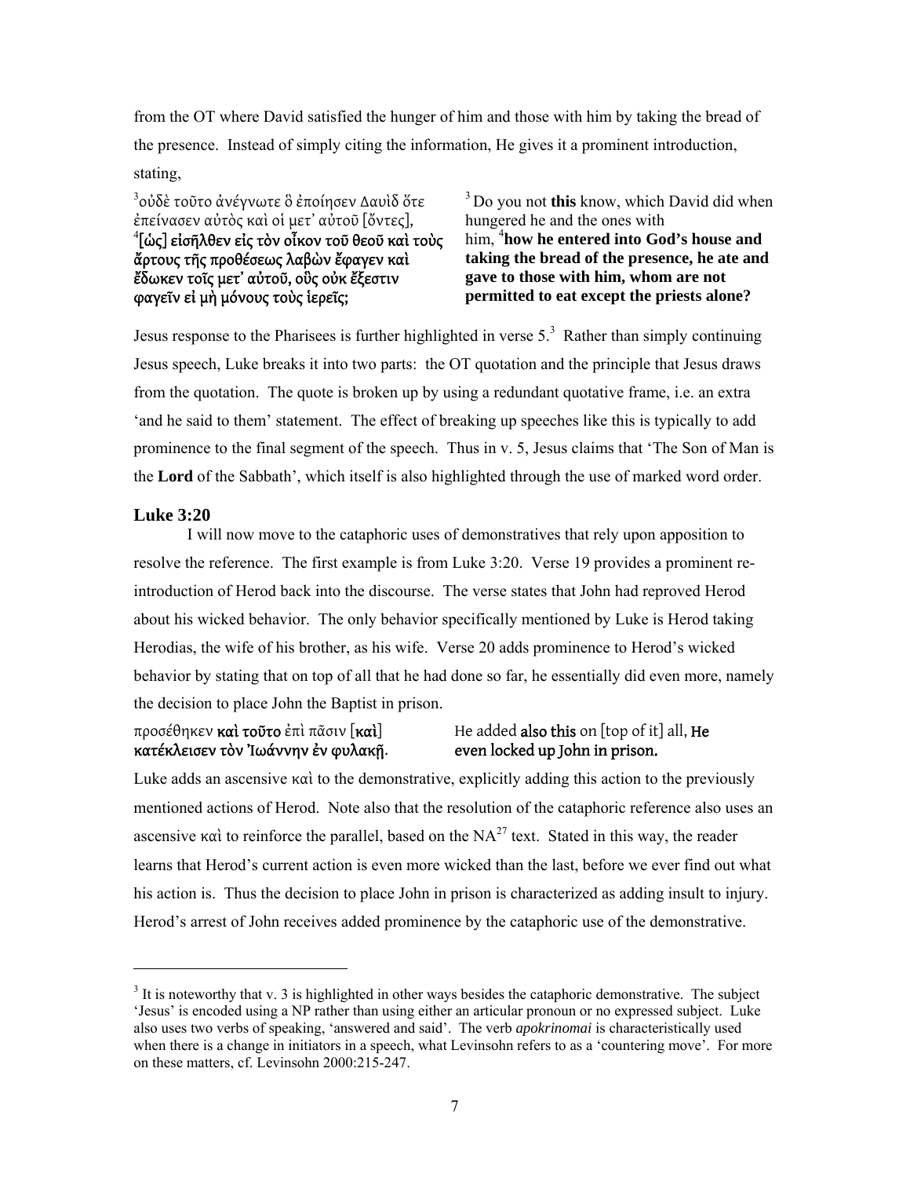from the OT where David satisfied the hunger of him and those with him by taking the bread of the presence. Instead of simply citing the information, He gives it a prominent introduction, stating,

[3]οὐδὲ τοῦτο ἀνέγνωτε ὃ ἐποίησεν Δαυὶδ ὅτε ἐπείνασεν αὐτὸς καὶ οἱ μετ᾽ αὐτοῦ [ὄντες], [4]**[ὡς] εἰσῆλθεν εἰς τὸν οἶκον τοῦ θεοῦ καὶ τοὺς ἄρτους τῆς προθέσεως λαβὼν ἔφαγεν καὶ ἔδωκεν τοῖς μετ᾽ αὐτοῦ, οὓς οὐκ ἔξεστιν φαγεῖν εἰ μὴ μόνους τοὺς ἱερεῖς;**

[3] Do you not **this** know, which David did when hungered he and the ones with him, [4]**how he entered into God's house and taking the bread of the presence, he ate and gave to those with him, whom are not permitted to eat except the priests alone?**

Jesus response to the Pharisees is further highlighted in verse 5.[3] Rather than simply continuing Jesus speech, Luke breaks it into two parts: the OT quotation and the principle that Jesus draws from the quotation. The quote is broken up by using a redundant quotative frame, i.e. an extra 'and he said to them' statement. The effect of breaking up speeches like this is typically to add prominence to the final segment of the speech. Thus in v. 5, Jesus claims that 'The Son of Man is the **Lord** of the Sabbath', which itself is also highlighted through the use of marked word order.

### Luke 3:20

I will now move to the cataphoric uses of demonstratives that rely upon apposition to resolve the reference. The first example is from Luke 3:20. Verse 19 provides a prominent re-introduction of Herod back into the discourse. The verse states that John had reproved Herod about his wicked behavior. The only behavior specifically mentioned by Luke is Herod taking Herodias, the wife of his brother, as his wife. Verse 20 adds prominence to Herod's wicked behavior by stating that on top of all that he had done so far, he essentially did even more, namely the decision to place John the Baptist in prison.

προσέθηκεν **καὶ τοῦτο** ἐπὶ πᾶσιν [**καὶ**] **κατέκλεισεν τὸν Ἰωάννην ἐν φυλακῇ.**

He added **also this** on [top of it] all, **He even locked up John in prison.**

Luke adds an ascensive καὶ to the demonstrative, explicitly adding this action to the previously mentioned actions of Herod. Note also that the resolution of the cataphoric reference also uses an ascensive καὶ to reinforce the parallel, based on the $NA^{27}$ text. Stated in this way, the reader learns that Herod's current action is even more wicked than the last, before we ever find out what his action is. Thus the decision to place John in prison is characterized as adding insult to injury. Herod's arrest of John receives added prominence by the cataphoric use of the demonstrative.

---

[3] It is noteworthy that v. 3 is highlighted in other ways besides the cataphoric demonstrative. The subject 'Jesus' is encoded using a NP rather than using either an articular pronoun or no expressed subject. Luke also uses two verbs of speaking, 'answered and said'. The verb *apokrinomai* is characteristically used when there is a change in initiators in a speech, what Levinsohn refers to as a 'countering move'. For more on these matters, cf. Levinsohn 2000:215-247.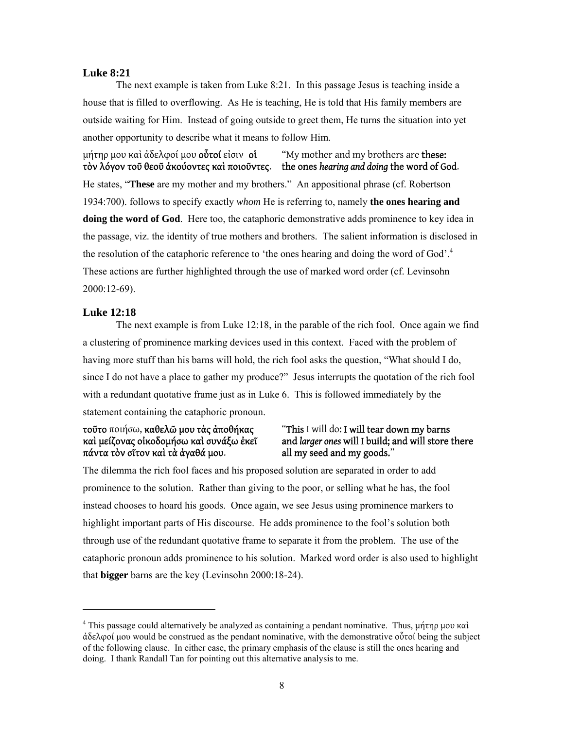### Luke 8:21

The next example is taken from Luke 8:21. In this passage Jesus is teaching inside a house that is filled to overflowing. As He is teaching, He is told that His family members are outside waiting for Him. Instead of going outside to greet them, He turns the situation into yet another opportunity to describe what it means to follow Him.

| | |
|---|---|
| μήτηρ μου καὶ ἀδελφοί μου **οὗτοί** εἰσιν **οἱ τὸν λόγον τοῦ θεοῦ ἀκούοντες καὶ ποιοῦντες**. | "My mother and my brothers are **these: the ones *hearing and doing* the word of God**. |

He states, "**These** are my mother and my brothers." An appositional phrase (cf. Robertson 1934:700). follows to specify exactly *whom* He is referring to, namely **the ones hearing and doing the word of God**. Here too, the cataphoric demonstrative adds prominence to key idea in the passage, viz. the identity of true mothers and brothers. The salient information is disclosed in the resolution of the cataphoric reference to 'the ones hearing and doing the word of God'.[4] These actions are further highlighted through the use of marked word order (cf. Levinsohn 2000:12-69).

### Luke 12:18

The next example is from Luke 12:18, in the parable of the rich fool. Once again we find a clustering of prominence marking devices used in this context. Faced with the problem of having more stuff than his barns will hold, the rich fool asks the question, "What should I do, since I do not have a place to gather my produce?" Jesus interrupts the quotation of the rich fool with a redundant quotative frame just as in Luke 6. This is followed immediately by the statement containing the cataphoric pronoun.

| | |
|---|---|
| **τοῦτο** ποιήσω, **καθελῶ μου τὰς ἀποθήκας καὶ μείζονας οἰκοδομήσω καὶ συνάξω ἐκεῖ πάντα τὸν σῖτον καὶ τὰ ἀγαθά μου.** | "**This** I will do: **I will tear down my barns and *larger ones* will I build; and will store there all my seed and my goods.**" |

The dilemma the rich fool faces and his proposed solution are separated in order to add prominence to the solution. Rather than giving to the poor, or selling what he has, the fool instead chooses to hoard his goods. Once again, we see Jesus using prominence markers to highlight important parts of His discourse. He adds prominence to the fool's solution both through use of the redundant quotative frame to separate it from the problem. The use of the cataphoric pronoun adds prominence to his solution. Marked word order is also used to highlight that **bigger** barns are the key (Levinsohn 2000:18-24).

---

[4] This passage could alternatively be analyzed as containing a pendant nominative. Thus, μήτηρ μου καὶ ἀδελφοί μου would be construed as the pendant nominative, with the demonstrative οὗτοί being the subject of the following clause. In either case, the primary emphasis of the clause is still the ones hearing and doing. I thank Randall Tan for pointing out this alternative analysis to me.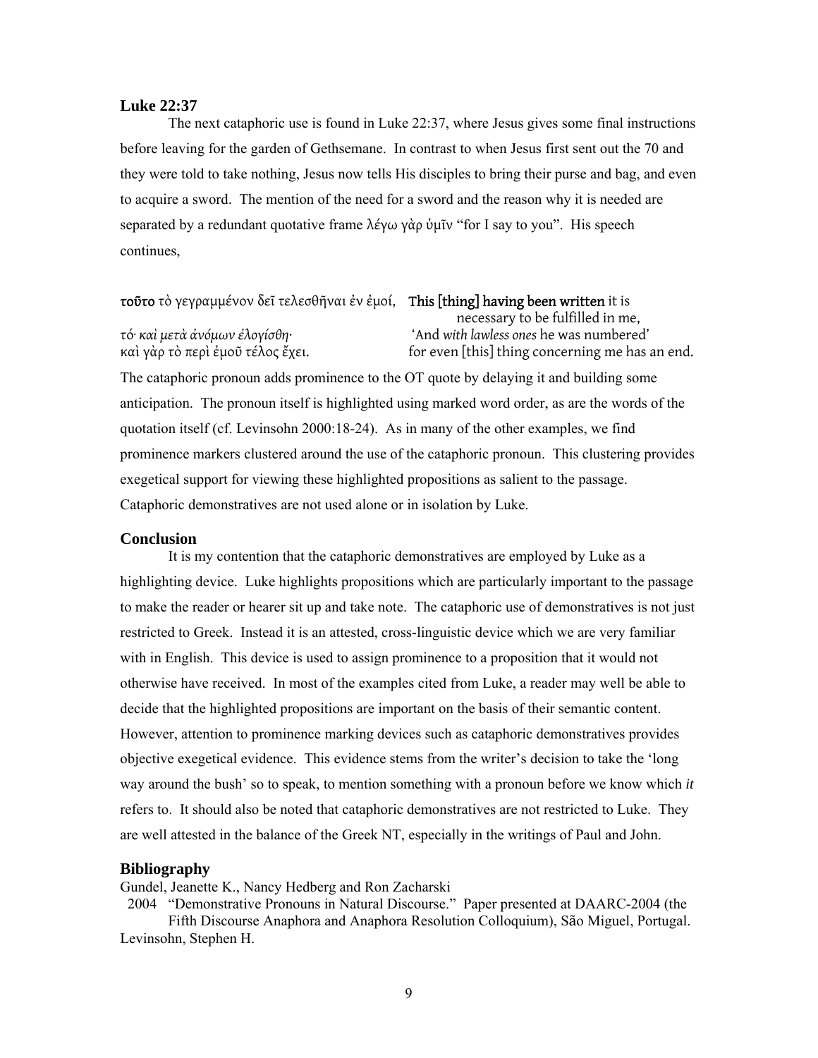### Luke 22:37

The next cataphoric use is found in Luke 22:37, where Jesus gives some final instructions before leaving for the garden of Gethsemane. In contrast to when Jesus first sent out the 70 and they were told to take nothing, Jesus now tells His disciples to bring their purse and bag, and even to acquire a sword. The mention of the need for a sword and the reason why it is needed are separated by a redundant quotative frame λέγω γὰρ ὑμῖν "for I say to you". His speech continues,

| | |
|---|---|
| **τοῦτο** τὸ γεγραμμένον δεῖ τελεσθῆναι ἐν ἐμοί, | **This [thing] having been written** it is necessary to be fulfilled in me, |
| *τό· καὶ μετὰ ἀνόμων ἐλογίσθη·* | 'And *with lawless ones* he was numbered' |
| καὶ γὰρ τὸ περὶ ἐμοῦ τέλος ἔχει. | for even [this] thing concerning me has an end. |

The cataphoric pronoun adds prominence to the OT quote by delaying it and building some anticipation. The pronoun itself is highlighted using marked word order, as are the words of the quotation itself (cf. Levinsohn 2000:18-24). As in many of the other examples, we find prominence markers clustered around the use of the cataphoric pronoun. This clustering provides exegetical support for viewing these highlighted propositions as salient to the passage. Cataphoric demonstratives are not used alone or in isolation by Luke.

### Conclusion

It is my contention that the cataphoric demonstratives are employed by Luke as a highlighting device. Luke highlights propositions which are particularly important to the passage to make the reader or hearer sit up and take note. The cataphoric use of demonstratives is not just restricted to Greek. Instead it is an attested, cross-linguistic device which we are very familiar with in English. This device is used to assign prominence to a proposition that it would not otherwise have received. In most of the examples cited from Luke, a reader may well be able to decide that the highlighted propositions are important on the basis of their semantic content. However, attention to prominence marking devices such as cataphoric demonstratives provides objective exegetical evidence. This evidence stems from the writer's decision to take the 'long way around the bush' so to speak, to mention something with a pronoun before we know which *it* refers to. It should also be noted that cataphoric demonstratives are not restricted to Luke. They are well attested in the balance of the Greek NT, especially in the writings of Paul and John.

### Bibliography

Gundel, Jeanette K., Nancy Hedberg and Ron Zacharski
2004 "Demonstrative Pronouns in Natural Discourse." Paper presented at DAARC-2004 (the Fifth Discourse Anaphora and Anaphora Resolution Colloquium), São Miguel, Portugal.

Levinsohn, Stephen H.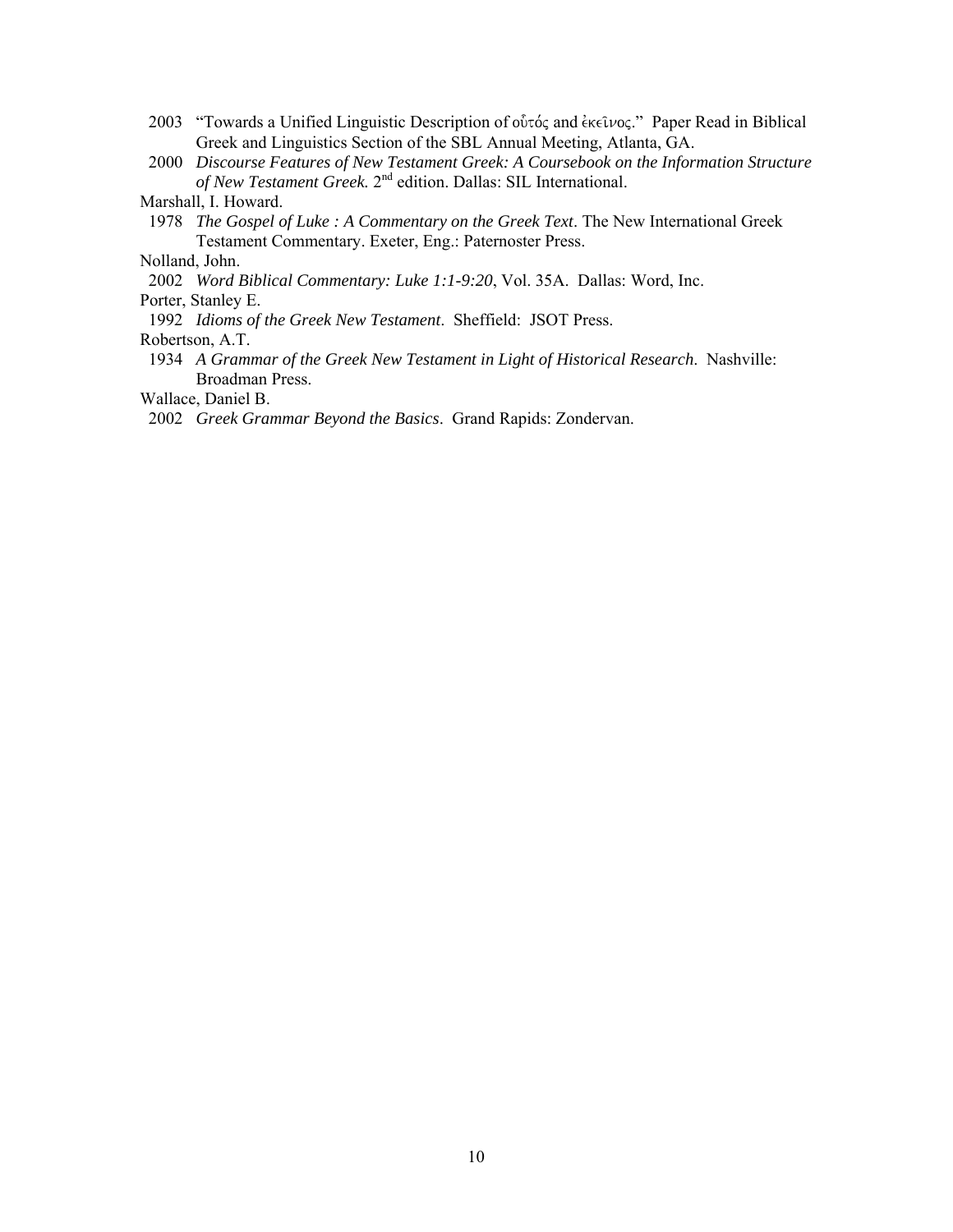2003 "Towards a Unified Linguistic Description of οὗτός and ἐκεῖνος." Paper Read in Biblical Greek and Linguistics Section of the SBL Annual Meeting, Atlanta, GA.

2000 *Discourse Features of New Testament Greek: A Coursebook on the Information Structure of New Testament Greek.* 2nd edition. Dallas: SIL International.

Marshall, I. Howard.

1978 *The Gospel of Luke : A Commentary on the Greek Text*. The New International Greek Testament Commentary. Exeter, Eng.: Paternoster Press.

Nolland, John.

2002 *Word Biblical Commentary: Luke 1:1-9:20*, Vol. 35A. Dallas: Word, Inc.

Porter, Stanley E.

1992 *Idioms of the Greek New Testament*. Sheffield: JSOT Press.

Robertson, A.T.

1934 *A Grammar of the Greek New Testament in Light of Historical Research*. Nashville: Broadman Press.

Wallace, Daniel B.

2002 *Greek Grammar Beyond the Basics*. Grand Rapids: Zondervan.